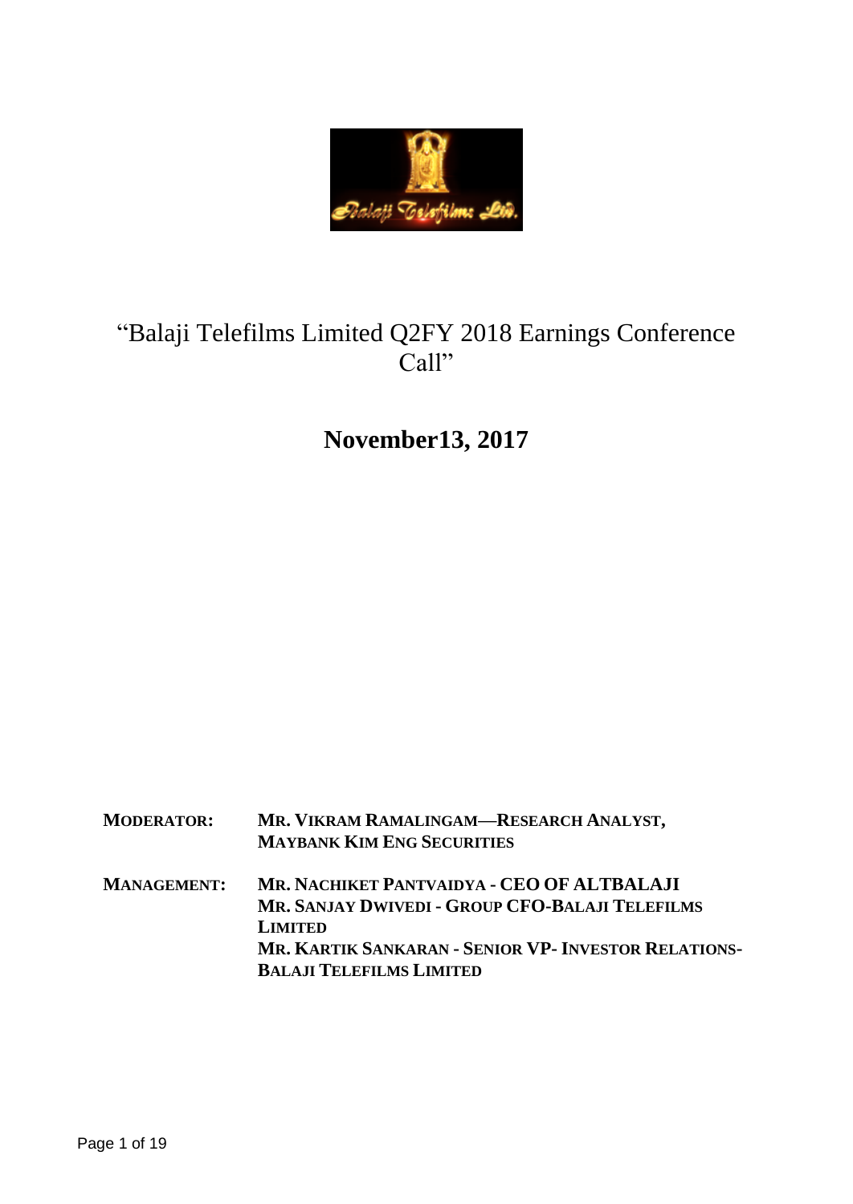# "Balaji Telefilms Limited Q2FY 2018 Earnings Conference Call"

## November13, 2017

**MODERATOR:** **MR. VIKRAM RAMALINGAM—RESEARCH ANALYST, MAYBANK KIM ENG SECURITIES**

**MANAGEMENT:** **MR. NACHIKET PANTVAIDYA - CEO OF ALTBALAJI**
**MR. SANJAY DWIVEDI - GROUP CFO-BALAJI TELEFILMS LIMITED**
**MR. KARTIK SANKARAN - SENIOR VP- INVESTOR RELATIONS-BALAJI TELEFILMS LIMITED**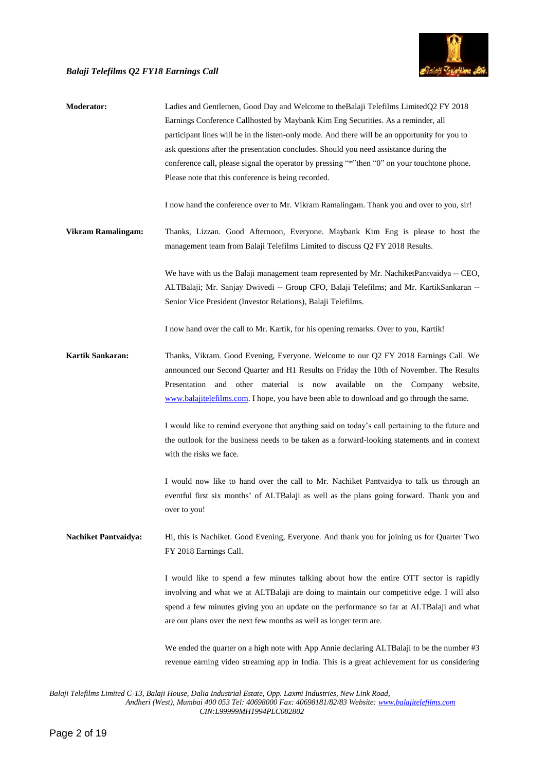**Moderator:** Ladies and Gentlemen, Good Day and Welcome to theBalaji Telefilms LimitedQ2 FY 2018 Earnings Conference Callhosted by Maybank Kim Eng Securities. As a reminder, all participant lines will be in the listen-only mode. And there will be an opportunity for you to ask questions after the presentation concludes. Should you need assistance during the conference call, please signal the operator by pressing "*"then "0" on your touchtone phone. Please note that this conference is being recorded.

I now hand the conference over to Mr. Vikram Ramalingam. Thank you and over to you, sir!

**Vikram Ramalingam:** Thanks, Lizzan. Good Afternoon, Everyone. Maybank Kim Eng is please to host the management team from Balaji Telefilms Limited to discuss Q2 FY 2018 Results.

We have with us the Balaji management team represented by Mr. NachiketPantvaidya -- CEO, ALTBalaji; Mr. Sanjay Dwivedi -- Group CFO, Balaji Telefilms; and Mr. KartikSankaran -- Senior Vice President (Investor Relations), Balaji Telefilms.

I now hand over the call to Mr. Kartik, for his opening remarks. Over to you, Kartik!

**Kartik Sankaran:** Thanks, Vikram. Good Evening, Everyone. Welcome to our Q2 FY 2018 Earnings Call. We announced our Second Quarter and H1 Results on Friday the 10th of November. The Results Presentation and other material is now available on the Company website, www.balajitelefilms.com. I hope, you have been able to download and go through the same.

I would like to remind everyone that anything said on today's call pertaining to the future and the outlook for the business needs to be taken as a forward-looking statements and in context with the risks we face.

I would now like to hand over the call to Mr. Nachiket Pantvaidya to talk us through an eventful first six months' of ALTBalaji as well as the plans going forward. Thank you and over to you!

**Nachiket Pantvaidya:** Hi, this is Nachiket. Good Evening, Everyone. And thank you for joining us for Quarter Two FY 2018 Earnings Call.

I would like to spend a few minutes talking about how the entire OTT sector is rapidly involving and what we at ALTBalaji are doing to maintain our competitive edge. I will also spend a few minutes giving you an update on the performance so far at ALTBalaji and what are our plans over the next few months as well as longer term are.

We ended the quarter on a high note with App Annie declaring ALTBalaji to be the number #3 revenue earning video streaming app in India. This is a great achievement for us considering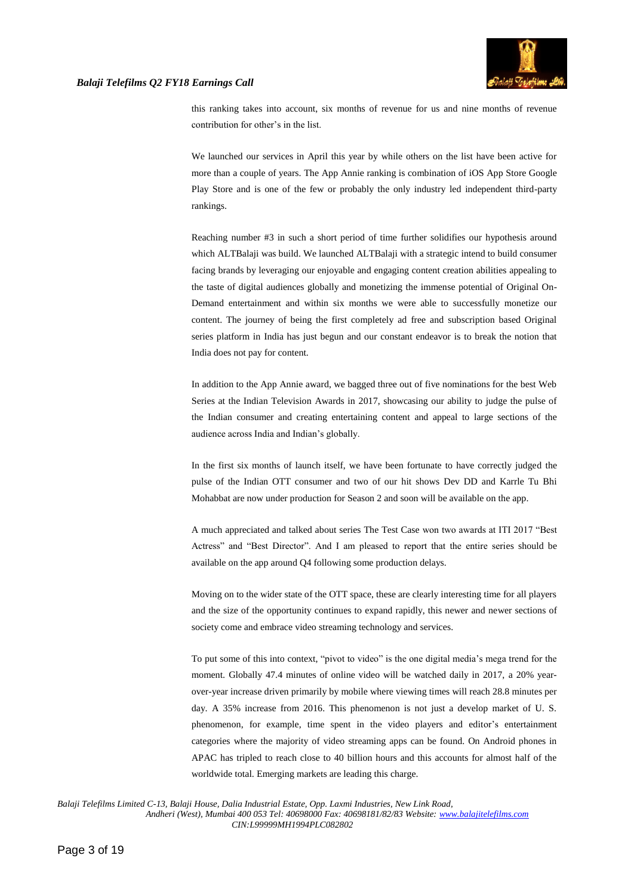this ranking takes into account, six months of revenue for us and nine months of revenue contribution for other's in the list.

We launched our services in April this year by while others on the list have been active for more than a couple of years. The App Annie ranking is combination of iOS App Store Google Play Store and is one of the few or probably the only industry led independent third-party rankings.

Reaching number #3 in such a short period of time further solidifies our hypothesis around which ALTBalaji was build. We launched ALTBalaji with a strategic intend to build consumer facing brands by leveraging our enjoyable and engaging content creation abilities appealing to the taste of digital audiences globally and monetizing the immense potential of Original On-Demand entertainment and within six months we were able to successfully monetize our content. The journey of being the first completely ad free and subscription based Original series platform in India has just begun and our constant endeavor is to break the notion that India does not pay for content.

In addition to the App Annie award, we bagged three out of five nominations for the best Web Series at the Indian Television Awards in 2017, showcasing our ability to judge the pulse of the Indian consumer and creating entertaining content and appeal to large sections of the audience across India and Indian's globally.

In the first six months of launch itself, we have been fortunate to have correctly judged the pulse of the Indian OTT consumer and two of our hit shows Dev DD and Karrle Tu Bhi Mohabbat are now under production for Season 2 and soon will be available on the app.

A much appreciated and talked about series The Test Case won two awards at ITI 2017 "Best Actress" and "Best Director". And I am pleased to report that the entire series should be available on the app around Q4 following some production delays.

Moving on to the wider state of the OTT space, these are clearly interesting time for all players and the size of the opportunity continues to expand rapidly, this newer and newer sections of society come and embrace video streaming technology and services.

To put some of this into context, "pivot to video" is the one digital media's mega trend for the moment. Globally 47.4 minutes of online video will be watched daily in 2017, a 20% year-over-year increase driven primarily by mobile where viewing times will reach 28.8 minutes per day. A 35% increase from 2016. This phenomenon is not just a develop market of U. S. phenomenon, for example, time spent in the video players and editor's entertainment categories where the majority of video streaming apps can be found. On Android phones in APAC has tripled to reach close to 40 billion hours and this accounts for almost half of the worldwide total. Emerging markets are leading this charge.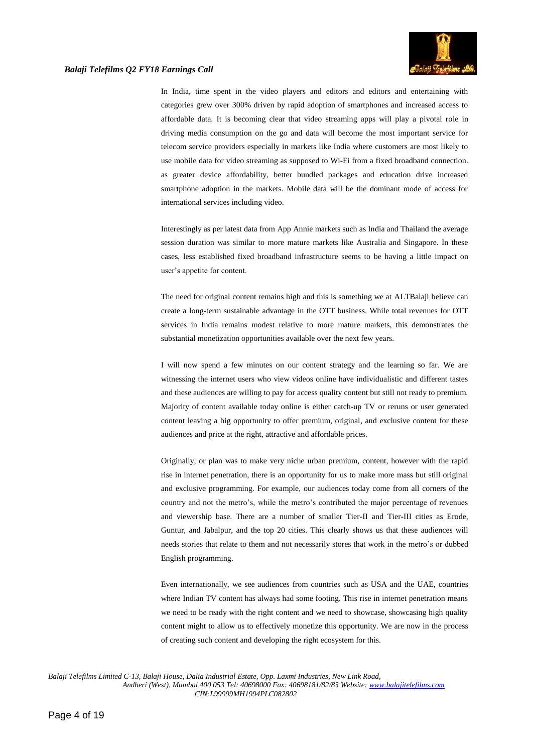In India, time spent in the video players and editors and editors and entertaining with categories grew over 300% driven by rapid adoption of smartphones and increased access to affordable data. It is becoming clear that video streaming apps will play a pivotal role in driving media consumption on the go and data will become the most important service for telecom service providers especially in markets like India where customers are most likely to use mobile data for video streaming as supposed to Wi-Fi from a fixed broadband connection. as greater device affordability, better bundled packages and education drive increased smartphone adoption in the markets. Mobile data will be the dominant mode of access for international services including video.

Interestingly as per latest data from App Annie markets such as India and Thailand the average session duration was similar to more mature markets like Australia and Singapore. In these cases, less established fixed broadband infrastructure seems to be having a little impact on user's appetite for content.

The need for original content remains high and this is something we at ALTBalaji believe can create a long-term sustainable advantage in the OTT business. While total revenues for OTT services in India remains modest relative to more mature markets, this demonstrates the substantial monetization opportunities available over the next few years.

I will now spend a few minutes on our content strategy and the learning so far. We are witnessing the internet users who view videos online have individualistic and different tastes and these audiences are willing to pay for access quality content but still not ready to premium. Majority of content available today online is either catch-up TV or reruns or user generated content leaving a big opportunity to offer premium, original, and exclusive content for these audiences and price at the right, attractive and affordable prices.

Originally, or plan was to make very niche urban premium, content, however with the rapid rise in internet penetration, there is an opportunity for us to make more mass but still original and exclusive programming. For example, our audiences today come from all corners of the country and not the metro's, while the metro's contributed the major percentage of revenues and viewership base. There are a number of smaller Tier-II and Tier-III cities as Erode, Guntur, and Jabalpur, and the top 20 cities. This clearly shows us that these audiences will needs stories that relate to them and not necessarily stores that work in the metro's or dubbed English programming.

Even internationally, we see audiences from countries such as USA and the UAE, countries where Indian TV content has always had some footing. This rise in internet penetration means we need to be ready with the right content and we need to showcase, showcasing high quality content might to allow us to effectively monetize this opportunity. We are now in the process of creating such content and developing the right ecosystem for this.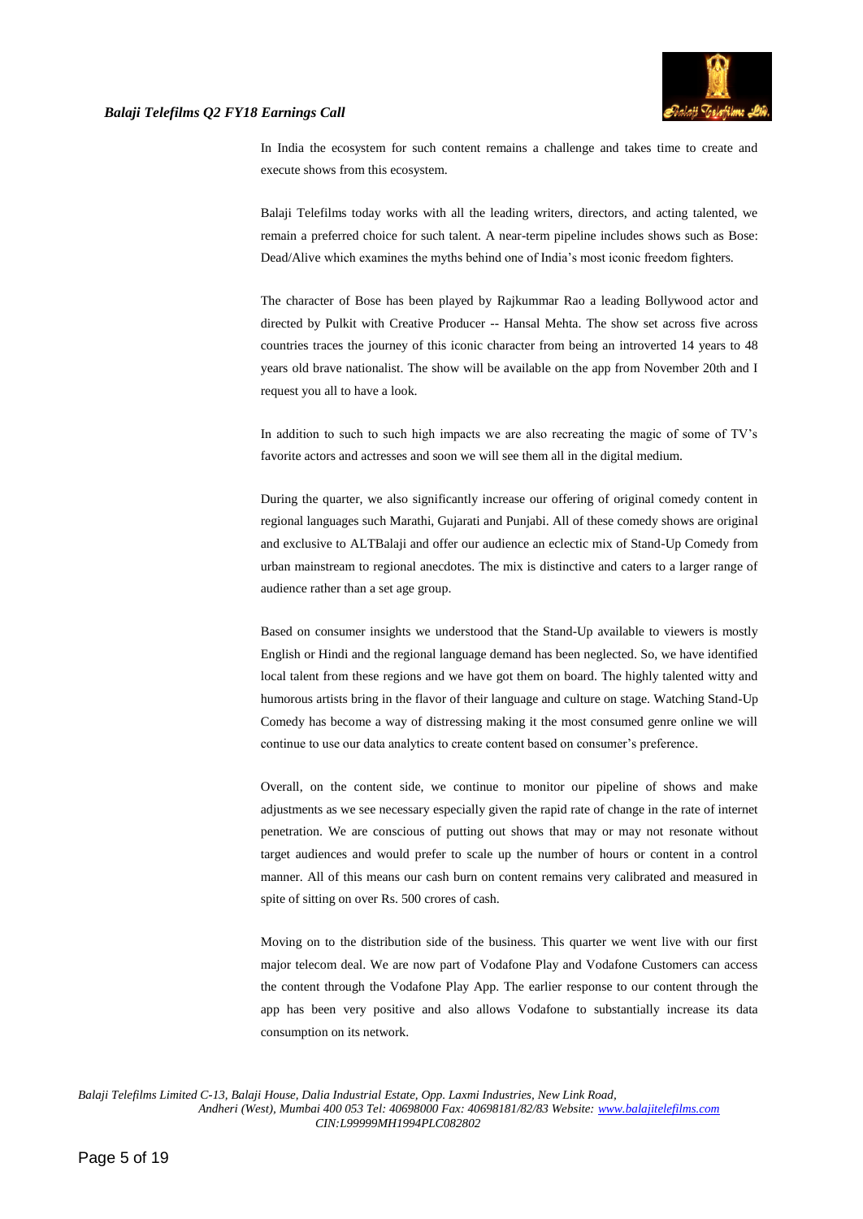In India the ecosystem for such content remains a challenge and takes time to create and execute shows from this ecosystem.

Balaji Telefilms today works with all the leading writers, directors, and acting talented, we remain a preferred choice for such talent. A near-term pipeline includes shows such as Bose: Dead/Alive which examines the myths behind one of India's most iconic freedom fighters.

The character of Bose has been played by Rajkummar Rao a leading Bollywood actor and directed by Pulkit with Creative Producer -- Hansal Mehta. The show set across five across countries traces the journey of this iconic character from being an introverted 14 years to 48 years old brave nationalist. The show will be available on the app from November 20th and I request you all to have a look.

In addition to such to such high impacts we are also recreating the magic of some of TV's favorite actors and actresses and soon we will see them all in the digital medium.

During the quarter, we also significantly increase our offering of original comedy content in regional languages such Marathi, Gujarati and Punjabi. All of these comedy shows are original and exclusive to ALTBalaji and offer our audience an eclectic mix of Stand-Up Comedy from urban mainstream to regional anecdotes. The mix is distinctive and caters to a larger range of audience rather than a set age group.

Based on consumer insights we understood that the Stand-Up available to viewers is mostly English or Hindi and the regional language demand has been neglected. So, we have identified local talent from these regions and we have got them on board. The highly talented witty and humorous artists bring in the flavor of their language and culture on stage. Watching Stand-Up Comedy has become a way of distressing making it the most consumed genre online we will continue to use our data analytics to create content based on consumer's preference.

Overall, on the content side, we continue to monitor our pipeline of shows and make adjustments as we see necessary especially given the rapid rate of change in the rate of internet penetration. We are conscious of putting out shows that may or may not resonate without target audiences and would prefer to scale up the number of hours or content in a control manner. All of this means our cash burn on content remains very calibrated and measured in spite of sitting on over Rs. 500 crores of cash.

Moving on to the distribution side of the business. This quarter we went live with our first major telecom deal. We are now part of Vodafone Play and Vodafone Customers can access the content through the Vodafone Play App. The earlier response to our content through the app has been very positive and also allows Vodafone to substantially increase its data consumption on its network.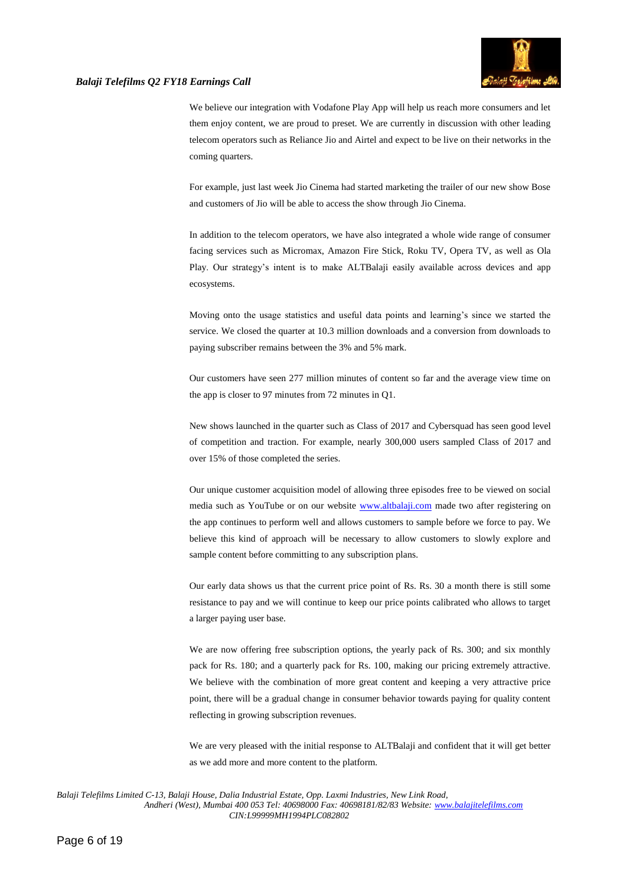We believe our integration with Vodafone Play App will help us reach more consumers and let them enjoy content, we are proud to preset. We are currently in discussion with other leading telecom operators such as Reliance Jio and Airtel and expect to be live on their networks in the coming quarters.

For example, just last week Jio Cinema had started marketing the trailer of our new show Bose and customers of Jio will be able to access the show through Jio Cinema.

In addition to the telecom operators, we have also integrated a whole wide range of consumer facing services such as Micromax, Amazon Fire Stick, Roku TV, Opera TV, as well as Ola Play. Our strategy's intent is to make ALTBalaji easily available across devices and app ecosystems.

Moving onto the usage statistics and useful data points and learning's since we started the service. We closed the quarter at 10.3 million downloads and a conversion from downloads to paying subscriber remains between the 3% and 5% mark.

Our customers have seen 277 million minutes of content so far and the average view time on the app is closer to 97 minutes from 72 minutes in Q1.

New shows launched in the quarter such as Class of 2017 and Cybersquad has seen good level of competition and traction. For example, nearly 300,000 users sampled Class of 2017 and over 15% of those completed the series.

Our unique customer acquisition model of allowing three episodes free to be viewed on social media such as YouTube or on our website www.altbalaji.com made two after registering on the app continues to perform well and allows customers to sample before we force to pay. We believe this kind of approach will be necessary to allow customers to slowly explore and sample content before committing to any subscription plans.

Our early data shows us that the current price point of Rs. Rs. 30 a month there is still some resistance to pay and we will continue to keep our price points calibrated who allows to target a larger paying user base.

We are now offering free subscription options, the yearly pack of Rs. 300; and six monthly pack for Rs. 180; and a quarterly pack for Rs. 100, making our pricing extremely attractive. We believe with the combination of more great content and keeping a very attractive price point, there will be a gradual change in consumer behavior towards paying for quality content reflecting in growing subscription revenues.

We are very pleased with the initial response to ALTBalaji and confident that it will get better as we add more and more content to the platform.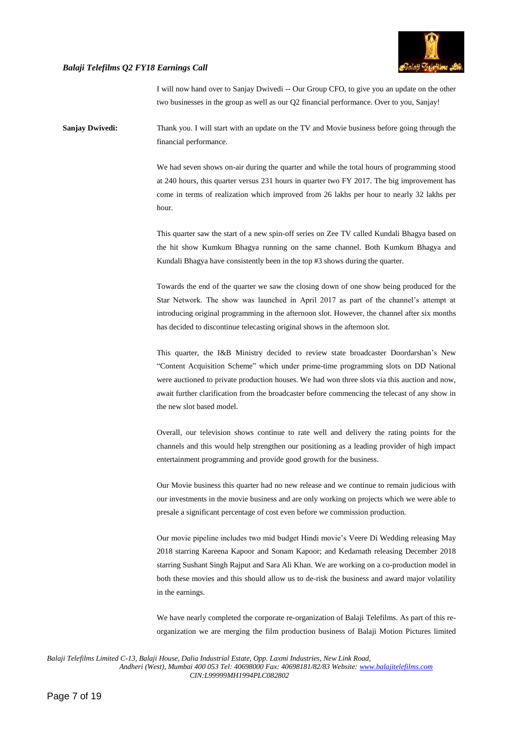I will now hand over to Sanjay Dwivedi -- Our Group CFO, to give you an update on the other two businesses in the group as well as our Q2 financial performance. Over to you, Sanjay!

**Sanjay Dwivedi:** Thank you. I will start with an update on the TV and Movie business before going through the financial performance.

We had seven shows on-air during the quarter and while the total hours of programming stood at 240 hours, this quarter versus 231 hours in quarter two FY 2017. The big improvement has come in terms of realization which improved from 26 lakhs per hour to nearly 32 lakhs per hour.

This quarter saw the start of a new spin-off series on Zee TV called Kundali Bhagya based on the hit show Kumkum Bhagya running on the same channel. Both Kumkum Bhagya and Kundali Bhagya have consistently been in the top #3 shows during the quarter.

Towards the end of the quarter we saw the closing down of one show being produced for the Star Network. The show was launched in April 2017 as part of the channel's attempt at introducing original programming in the afternoon slot. However, the channel after six months has decided to discontinue telecasting original shows in the afternoon slot.

This quarter, the I&B Ministry decided to review state broadcaster Doordarshan's New "Content Acquisition Scheme" which under prime-time programming slots on DD National were auctioned to private production houses. We had won three slots via this auction and now, await further clarification from the broadcaster before commencing the telecast of any show in the new slot based model.

Overall, our television shows continue to rate well and delivery the rating points for the channels and this would help strengthen our positioning as a leading provider of high impact entertainment programming and provide good growth for the business.

Our Movie business this quarter had no new release and we continue to remain judicious with our investments in the movie business and are only working on projects which we were able to presale a significant percentage of cost even before we commission production.

Our movie pipeline includes two mid budget Hindi movie's Veere Di Wedding releasing May 2018 starring Kareena Kapoor and Sonam Kapoor; and Kedarnath releasing December 2018 starring Sushant Singh Rajput and Sara Ali Khan. We are working on a co-production model in both these movies and this should allow us to de-risk the business and award major volatility in the earnings.

We have nearly completed the corporate re-organization of Balaji Telefilms. As part of this re-organization we are merging the film production business of Balaji Motion Pictures limited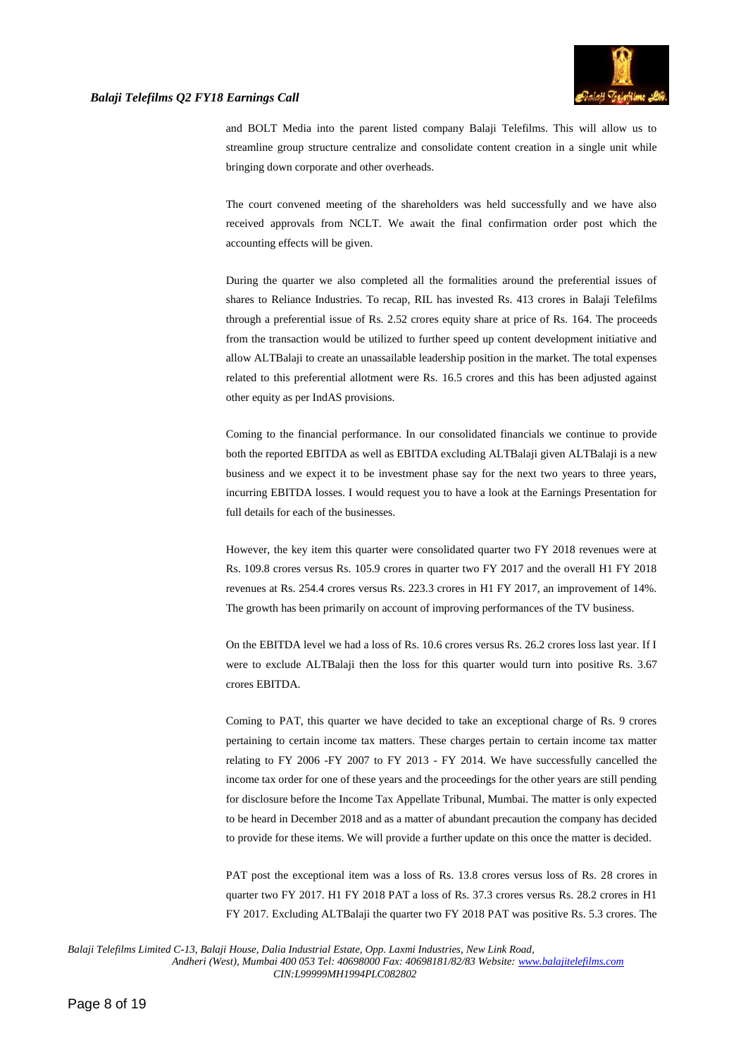and BOLT Media into the parent listed company Balaji Telefilms. This will allow us to streamline group structure centralize and consolidate content creation in a single unit while bringing down corporate and other overheads.

The court convened meeting of the shareholders was held successfully and we have also received approvals from NCLT. We await the final confirmation order post which the accounting effects will be given.

During the quarter we also completed all the formalities around the preferential issues of shares to Reliance Industries. To recap, RIL has invested Rs. 413 crores in Balaji Telefilms through a preferential issue of Rs. 2.52 crores equity share at price of Rs. 164. The proceeds from the transaction would be utilized to further speed up content development initiative and allow ALTBalaji to create an unassailable leadership position in the market. The total expenses related to this preferential allotment were Rs. 16.5 crores and this has been adjusted against other equity as per IndAS provisions.

Coming to the financial performance. In our consolidated financials we continue to provide both the reported EBITDA as well as EBITDA excluding ALTBalaji given ALTBalaji is a new business and we expect it to be investment phase say for the next two years to three years, incurring EBITDA losses. I would request you to have a look at the Earnings Presentation for full details for each of the businesses.

However, the key item this quarter were consolidated quarter two FY 2018 revenues were at Rs. 109.8 crores versus Rs. 105.9 crores in quarter two FY 2017 and the overall H1 FY 2018 revenues at Rs. 254.4 crores versus Rs. 223.3 crores in H1 FY 2017, an improvement of 14%. The growth has been primarily on account of improving performances of the TV business.

On the EBITDA level we had a loss of Rs. 10.6 crores versus Rs. 26.2 crores loss last year. If I were to exclude ALTBalaji then the loss for this quarter would turn into positive Rs. 3.67 crores EBITDA.

Coming to PAT, this quarter we have decided to take an exceptional charge of Rs. 9 crores pertaining to certain income tax matters. These charges pertain to certain income tax matter relating to FY 2006 -FY 2007 to FY 2013 - FY 2014. We have successfully cancelled the income tax order for one of these years and the proceedings for the other years are still pending for disclosure before the Income Tax Appellate Tribunal, Mumbai. The matter is only expected to be heard in December 2018 and as a matter of abundant precaution the company has decided to provide for these items. We will provide a further update on this once the matter is decided.

PAT post the exceptional item was a loss of Rs. 13.8 crores versus loss of Rs. 28 crores in quarter two FY 2017. H1 FY 2018 PAT a loss of Rs. 37.3 crores versus Rs. 28.2 crores in H1 FY 2017. Excluding ALTBalaji the quarter two FY 2018 PAT was positive Rs. 5.3 crores. The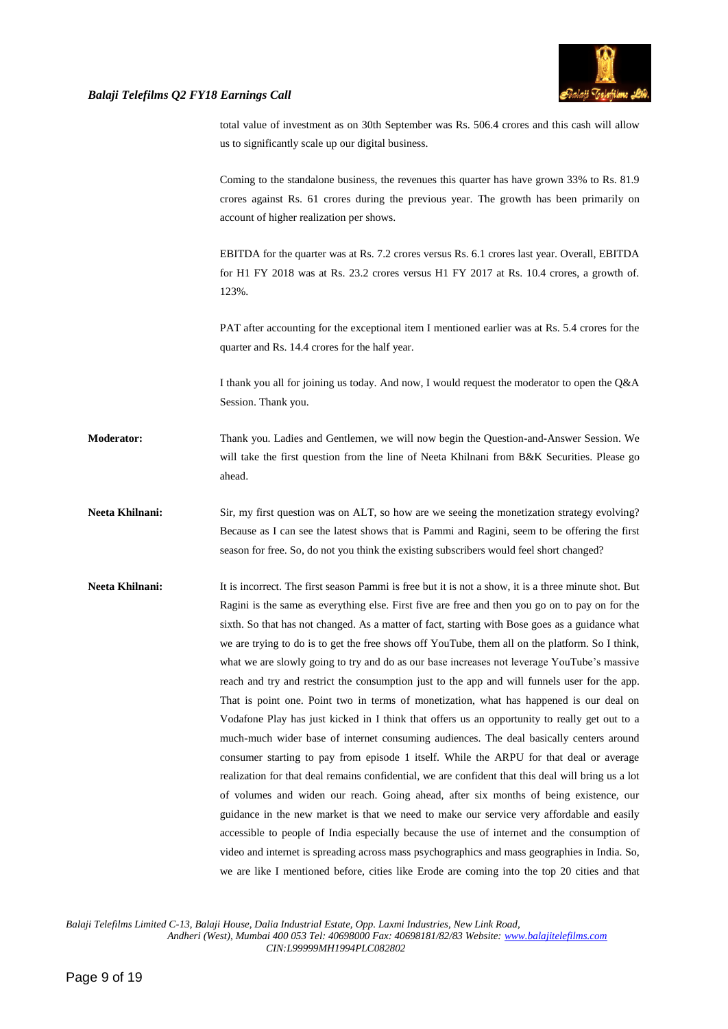total value of investment as on 30th September was Rs. 506.4 crores and this cash will allow us to significantly scale up our digital business.

Coming to the standalone business, the revenues this quarter has have grown 33% to Rs. 81.9 crores against Rs. 61 crores during the previous year. The growth has been primarily on account of higher realization per shows.

EBITDA for the quarter was at Rs. 7.2 crores versus Rs. 6.1 crores last year. Overall, EBITDA for H1 FY 2018 was at Rs. 23.2 crores versus H1 FY 2017 at Rs. 10.4 crores, a growth of. 123%.

PAT after accounting for the exceptional item I mentioned earlier was at Rs. 5.4 crores for the quarter and Rs. 14.4 crores for the half year.

I thank you all for joining us today. And now, I would request the moderator to open the Q&A Session. Thank you.

**Moderator:** Thank you. Ladies and Gentlemen, we will now begin the Question-and-Answer Session. We will take the first question from the line of Neeta Khilnani from B&K Securities. Please go ahead.

**Neeta Khilnani:** Sir, my first question was on ALT, so how are we seeing the monetization strategy evolving? Because as I can see the latest shows that is Pammi and Ragini, seem to be offering the first season for free. So, do not you think the existing subscribers would feel short changed?

**Neeta Khilnani:** It is incorrect. The first season Pammi is free but it is not a show, it is a three minute shot. But Ragini is the same as everything else. First five are free and then you go on to pay on for the sixth. So that has not changed. As a matter of fact, starting with Bose goes as a guidance what we are trying to do is to get the free shows off YouTube, them all on the platform. So I think, what we are slowly going to try and do as our base increases not leverage YouTube's massive reach and try and restrict the consumption just to the app and will funnels user for the app. That is point one. Point two in terms of monetization, what has happened is our deal on Vodafone Play has just kicked in I think that offers us an opportunity to really get out to a much-much wider base of internet consuming audiences. The deal basically centers around consumer starting to pay from episode 1 itself. While the ARPU for that deal or average realization for that deal remains confidential, we are confident that this deal will bring us a lot of volumes and widen our reach. Going ahead, after six months of being existence, our guidance in the new market is that we need to make our service very affordable and easily accessible to people of India especially because the use of internet and the consumption of video and internet is spreading across mass psychographics and mass geographies in India. So, we are like I mentioned before, cities like Erode are coming into the top 20 cities and that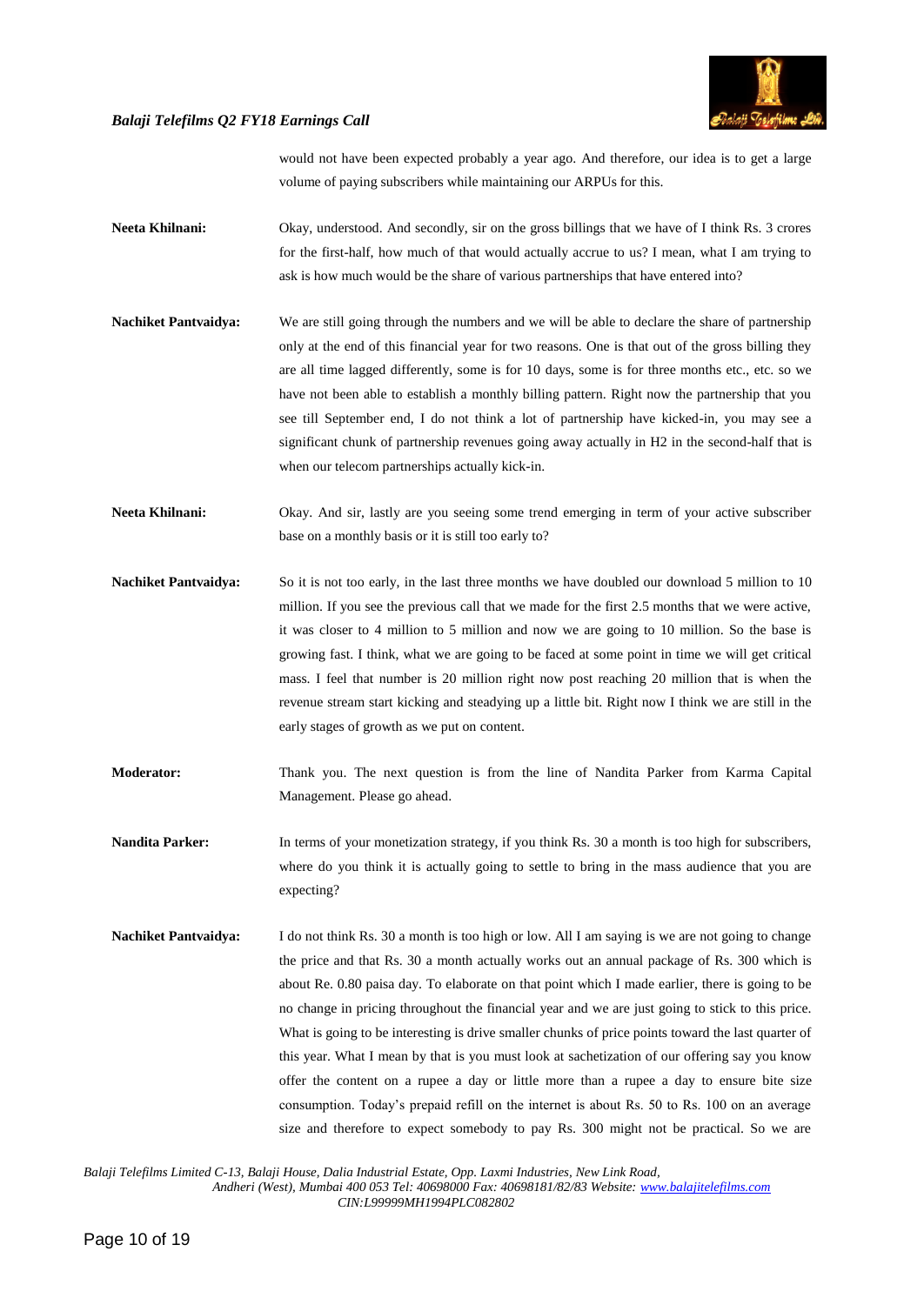would not have been expected probably a year ago. And therefore, our idea is to get a large volume of paying subscribers while maintaining our ARPUs for this.

**Neeta Khilnani:** Okay, understood. And secondly, sir on the gross billings that we have of I think Rs. 3 crores for the first-half, how much of that would actually accrue to us? I mean, what I am trying to ask is how much would be the share of various partnerships that have entered into?

**Nachiket Pantvaidya:** We are still going through the numbers and we will be able to declare the share of partnership only at the end of this financial year for two reasons. One is that out of the gross billing they are all time lagged differently, some is for 10 days, some is for three months etc., etc. so we have not been able to establish a monthly billing pattern. Right now the partnership that you see till September end, I do not think a lot of partnership have kicked-in, you may see a significant chunk of partnership revenues going away actually in H2 in the second-half that is when our telecom partnerships actually kick-in.

**Neeta Khilnani:** Okay. And sir, lastly are you seeing some trend emerging in term of your active subscriber base on a monthly basis or it is still too early to?

**Nachiket Pantvaidya:** So it is not too early, in the last three months we have doubled our download 5 million to 10 million. If you see the previous call that we made for the first 2.5 months that we were active, it was closer to 4 million to 5 million and now we are going to 10 million. So the base is growing fast. I think, what we are going to be faced at some point in time we will get critical mass. I feel that number is 20 million right now post reaching 20 million that is when the revenue stream start kicking and steadying up a little bit. Right now I think we are still in the early stages of growth as we put on content.

**Moderator:** Thank you. The next question is from the line of Nandita Parker from Karma Capital Management. Please go ahead.

**Nandita Parker:** In terms of your monetization strategy, if you think Rs. 30 a month is too high for subscribers, where do you think it is actually going to settle to bring in the mass audience that you are expecting?

**Nachiket Pantvaidya:** I do not think Rs. 30 a month is too high or low. All I am saying is we are not going to change the price and that Rs. 30 a month actually works out an annual package of Rs. 300 which is about Re. 0.80 paisa day. To elaborate on that point which I made earlier, there is going to be no change in pricing throughout the financial year and we are just going to stick to this price. What is going to be interesting is drive smaller chunks of price points toward the last quarter of this year. What I mean by that is you must look at sachetization of our offering say you know offer the content on a rupee a day or little more than a rupee a day to ensure bite size consumption. Today's prepaid refill on the internet is about Rs. 50 to Rs. 100 on an average size and therefore to expect somebody to pay Rs. 300 might not be practical. So we are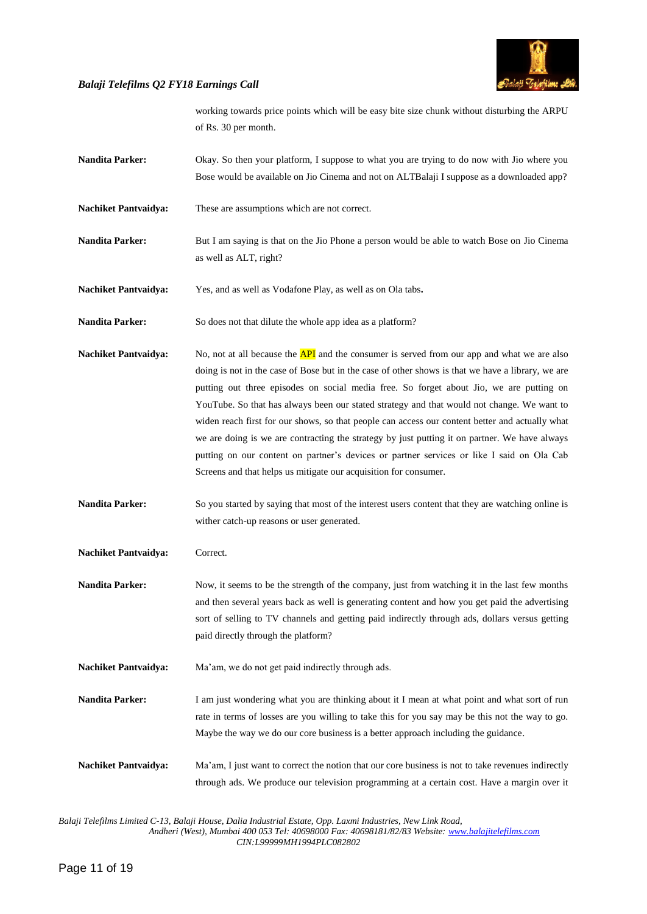working towards price points which will be easy bite size chunk without disturbing the ARPU of Rs. 30 per month.

**Nandita Parker:** Okay. So then your platform, I suppose to what you are trying to do now with Jio where you Bose would be available on Jio Cinema and not on ALTBalaji I suppose as a downloaded app?

**Nachiket Pantvaidya:** These are assumptions which are not correct.

**Nandita Parker:** But I am saying is that on the Jio Phone a person would be able to watch Bose on Jio Cinema as well as ALT, right?

**Nachiket Pantvaidya:** Yes, and as well as Vodafone Play, as well as on Ola tabs.

**Nandita Parker:** So does not that dilute the whole app idea as a platform?

**Nachiket Pantvaidya:** No, not at all because the API and the consumer is served from our app and what we are also doing is not in the case of Bose but in the case of other shows is that we have a library, we are putting out three episodes on social media free. So forget about Jio, we are putting on YouTube. So that has always been our stated strategy and that would not change. We want to widen reach first for our shows, so that people can access our content better and actually what we are doing is we are contracting the strategy by just putting it on partner. We have always putting on our content on partner's devices or partner services or like I said on Ola Cab Screens and that helps us mitigate our acquisition for consumer.

**Nandita Parker:** So you started by saying that most of the interest users content that they are watching online is wither catch-up reasons or user generated.

**Nachiket Pantvaidya:** Correct.

**Nandita Parker:** Now, it seems to be the strength of the company, just from watching it in the last few months and then several years back as well is generating content and how you get paid the advertising sort of selling to TV channels and getting paid indirectly through ads, dollars versus getting paid directly through the platform?

**Nachiket Pantvaidya:** Ma'am, we do not get paid indirectly through ads.

**Nandita Parker:** I am just wondering what you are thinking about it I mean at what point and what sort of run rate in terms of losses are you willing to take this for you say may be this not the way to go. Maybe the way we do our core business is a better approach including the guidance.

**Nachiket Pantvaidya:** Ma'am, I just want to correct the notion that our core business is not to take revenues indirectly through ads. We produce our television programming at a certain cost. Have a margin over it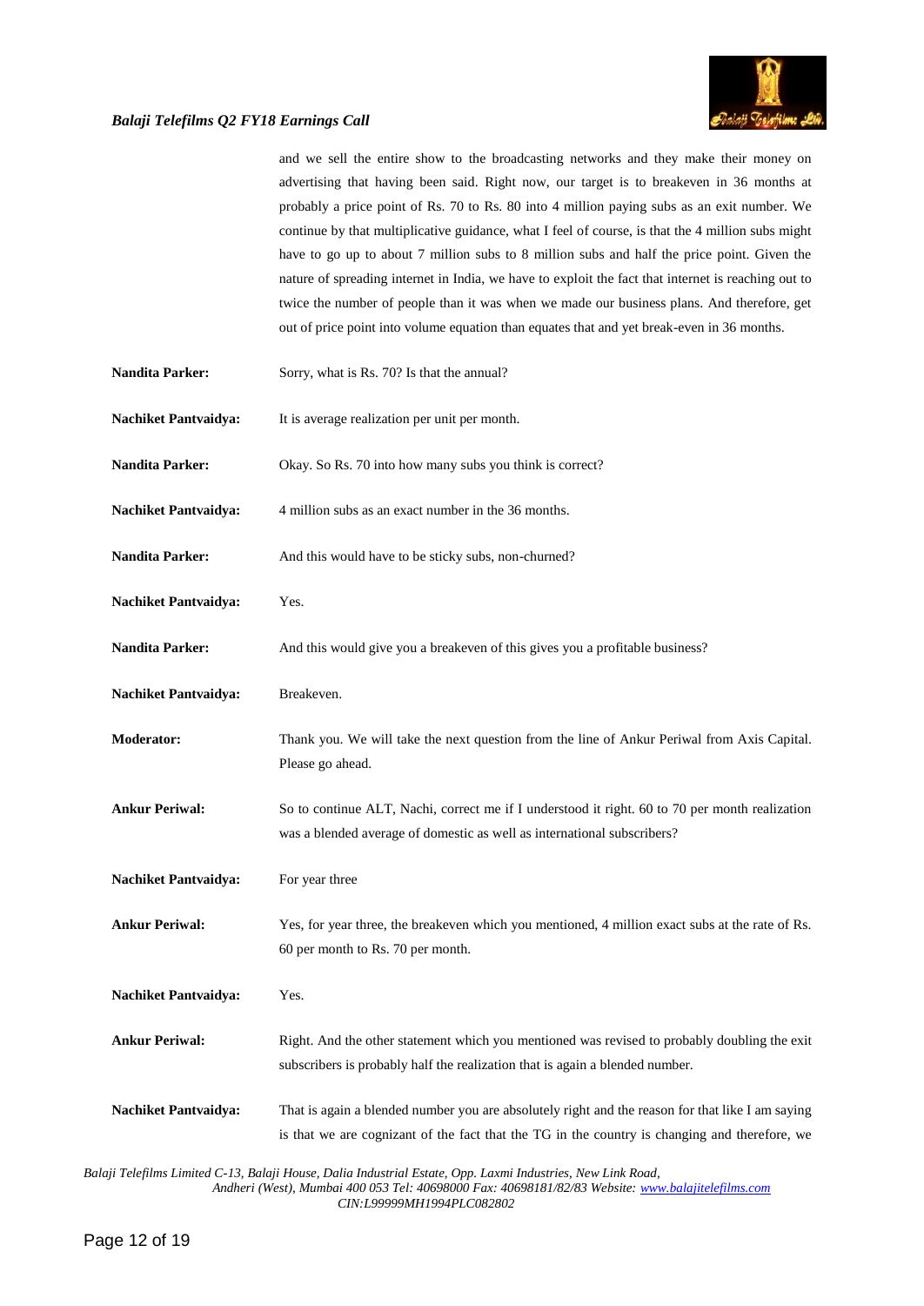and we sell the entire show to the broadcasting networks and they make their money on advertising that having been said. Right now, our target is to breakeven in 36 months at probably a price point of Rs. 70 to Rs. 80 into 4 million paying subs as an exit number. We continue by that multiplicative guidance, what I feel of course, is that the 4 million subs might have to go up to about 7 million subs to 8 million subs and half the price point. Given the nature of spreading internet in India, we have to exploit the fact that internet is reaching out to twice the number of people than it was when we made our business plans. And therefore, get out of price point into volume equation than equates that and yet break-even in 36 months.

**Nandita Parker:** Sorry, what is Rs. 70? Is that the annual?

**Nachiket Pantvaidya:** It is average realization per unit per month.

**Nandita Parker:** Okay. So Rs. 70 into how many subs you think is correct?

**Nachiket Pantvaidya:** 4 million subs as an exact number in the 36 months.

**Nandita Parker:** And this would have to be sticky subs, non-churned?

**Nachiket Pantvaidya:** Yes.

**Nandita Parker:** And this would give you a breakeven of this gives you a profitable business?

**Nachiket Pantvaidya:** Breakeven.

**Moderator:** Thank you. We will take the next question from the line of Ankur Periwal from Axis Capital. Please go ahead.

**Ankur Periwal:** So to continue ALT, Nachi, correct me if I understood it right. 60 to 70 per month realization was a blended average of domestic as well as international subscribers?

**Nachiket Pantvaidya:** For year three

**Ankur Periwal:** Yes, for year three, the breakeven which you mentioned, 4 million exact subs at the rate of Rs. 60 per month to Rs. 70 per month.

**Nachiket Pantvaidya:** Yes.

**Ankur Periwal:** Right. And the other statement which you mentioned was revised to probably doubling the exit subscribers is probably half the realization that is again a blended number.

**Nachiket Pantvaidya:** That is again a blended number you are absolutely right and the reason for that like I am saying is that we are cognizant of the fact that the TG in the country is changing and therefore, we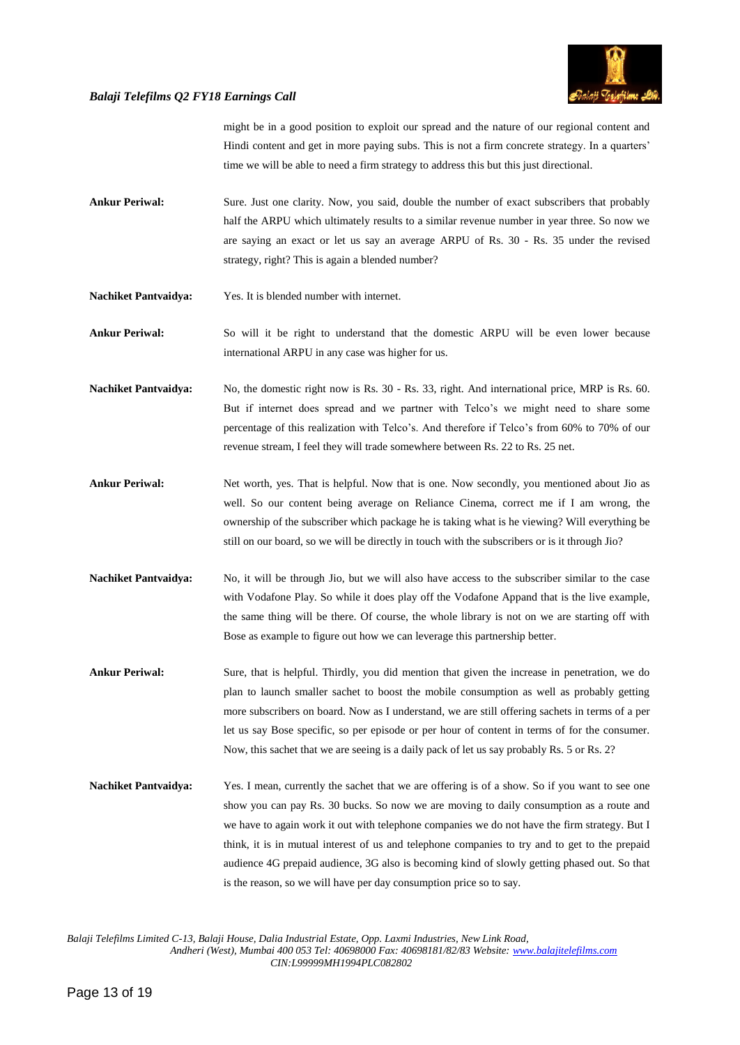might be in a good position to exploit our spread and the nature of our regional content and Hindi content and get in more paying subs. This is not a firm concrete strategy. In a quarters' time we will be able to need a firm strategy to address this but this just directional.

**Ankur Periwal:** Sure. Just one clarity. Now, you said, double the number of exact subscribers that probably half the ARPU which ultimately results to a similar revenue number in year three. So now we are saying an exact or let us say an average ARPU of Rs. 30 - Rs. 35 under the revised strategy, right? This is again a blended number?

**Nachiket Pantvaidya:** Yes. It is blended number with internet.

**Ankur Periwal:** So will it be right to understand that the domestic ARPU will be even lower because international ARPU in any case was higher for us.

**Nachiket Pantvaidya:** No, the domestic right now is Rs. 30 - Rs. 33, right. And international price, MRP is Rs. 60. But if internet does spread and we partner with Telco's we might need to share some percentage of this realization with Telco's. And therefore if Telco's from 60% to 70% of our revenue stream, I feel they will trade somewhere between Rs. 22 to Rs. 25 net.

**Ankur Periwal:** Net worth, yes. That is helpful. Now that is one. Now secondly, you mentioned about Jio as well. So our content being average on Reliance Cinema, correct me if I am wrong, the ownership of the subscriber which package he is taking what is he viewing? Will everything be still on our board, so we will be directly in touch with the subscribers or is it through Jio?

**Nachiket Pantvaidya:** No, it will be through Jio, but we will also have access to the subscriber similar to the case with Vodafone Play. So while it does play off the Vodafone Appand that is the live example, the same thing will be there. Of course, the whole library is not on we are starting off with Bose as example to figure out how we can leverage this partnership better.

**Ankur Periwal:** Sure, that is helpful. Thirdly, you did mention that given the increase in penetration, we do plan to launch smaller sachet to boost the mobile consumption as well as probably getting more subscribers on board. Now as I understand, we are still offering sachets in terms of a per let us say Bose specific, so per episode or per hour of content in terms of for the consumer. Now, this sachet that we are seeing is a daily pack of let us say probably Rs. 5 or Rs. 2?

**Nachiket Pantvaidya:** Yes. I mean, currently the sachet that we are offering is of a show. So if you want to see one show you can pay Rs. 30 bucks. So now we are moving to daily consumption as a route and we have to again work it out with telephone companies we do not have the firm strategy. But I think, it is in mutual interest of us and telephone companies to try and to get to the prepaid audience 4G prepaid audience, 3G also is becoming kind of slowly getting phased out. So that is the reason, so we will have per day consumption price so to say.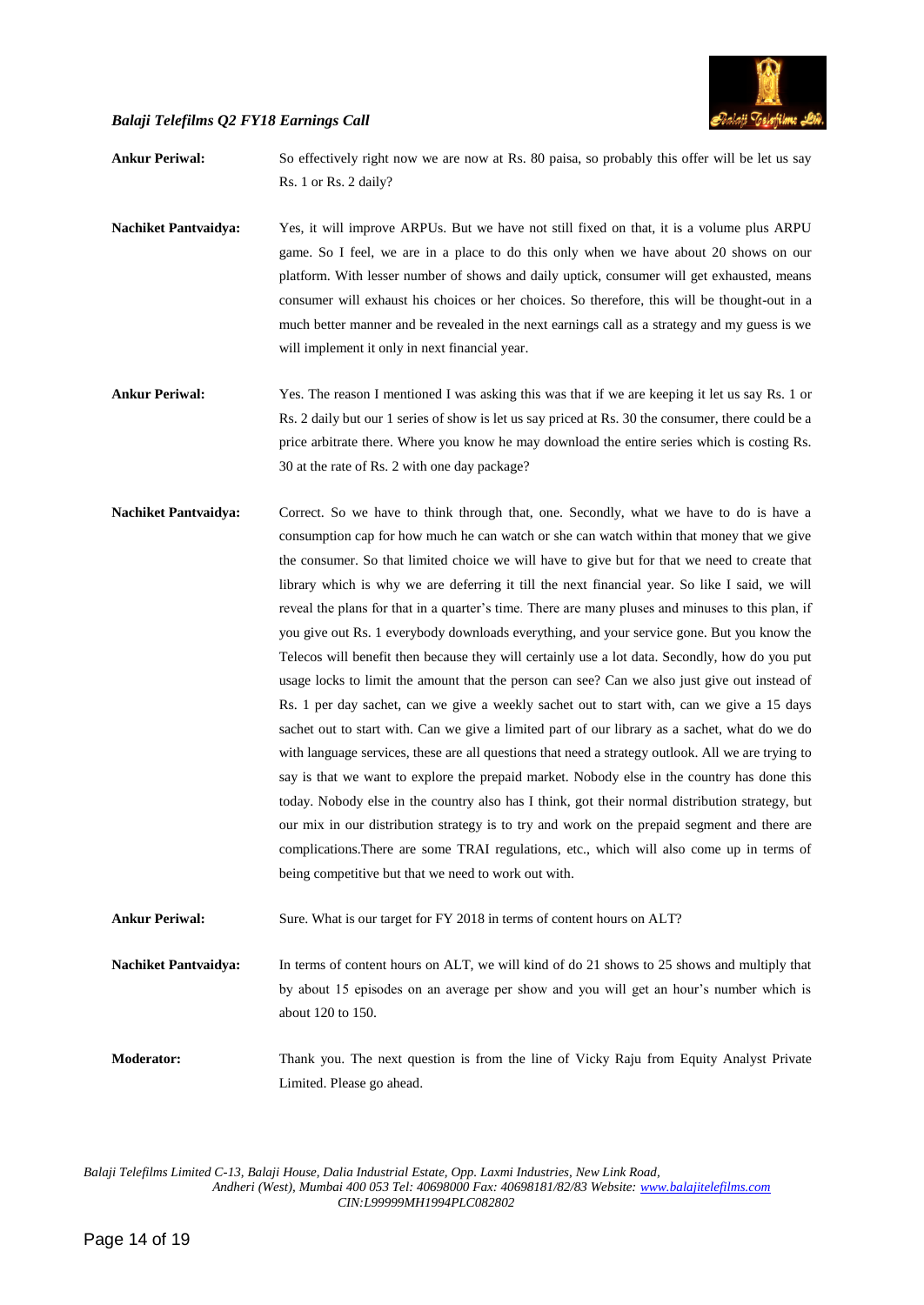**Ankur Periwal:** So effectively right now we are now at Rs. 80 paisa, so probably this offer will be let us say Rs. 1 or Rs. 2 daily?

**Nachiket Pantvaidya:** Yes, it will improve ARPUs. But we have not still fixed on that, it is a volume plus ARPU game. So I feel, we are in a place to do this only when we have about 20 shows on our platform. With lesser number of shows and daily uptick, consumer will get exhausted, means consumer will exhaust his choices or her choices. So therefore, this will be thought-out in a much better manner and be revealed in the next earnings call as a strategy and my guess is we will implement it only in next financial year.

**Ankur Periwal:** Yes. The reason I mentioned I was asking this was that if we are keeping it let us say Rs. 1 or Rs. 2 daily but our 1 series of show is let us say priced at Rs. 30 the consumer, there could be a price arbitrate there. Where you know he may download the entire series which is costing Rs. 30 at the rate of Rs. 2 with one day package?

**Nachiket Pantvaidya:** Correct. So we have to think through that, one. Secondly, what we have to do is have a consumption cap for how much he can watch or she can watch within that money that we give the consumer. So that limited choice we will have to give but for that we need to create that library which is why we are deferring it till the next financial year. So like I said, we will reveal the plans for that in a quarter's time. There are many pluses and minuses to this plan, if you give out Rs. 1 everybody downloads everything, and your service gone. But you know the Telecos will benefit then because they will certainly use a lot data. Secondly, how do you put usage locks to limit the amount that the person can see? Can we also just give out instead of Rs. 1 per day sachet, can we give a weekly sachet out to start with, can we give a 15 days sachet out to start with. Can we give a limited part of our library as a sachet, what do we do with language services, these are all questions that need a strategy outlook. All we are trying to say is that we want to explore the prepaid market. Nobody else in the country has done this today. Nobody else in the country also has I think, got their normal distribution strategy, but our mix in our distribution strategy is to try and work on the prepaid segment and there are complications.There are some TRAI regulations, etc., which will also come up in terms of being competitive but that we need to work out with.

**Ankur Periwal:** Sure. What is our target for FY 2018 in terms of content hours on ALT?

**Nachiket Pantvaidya:** In terms of content hours on ALT, we will kind of do 21 shows to 25 shows and multiply that by about 15 episodes on an average per show and you will get an hour's number which is about 120 to 150.

**Moderator:** Thank you. The next question is from the line of Vicky Raju from Equity Analyst Private Limited. Please go ahead.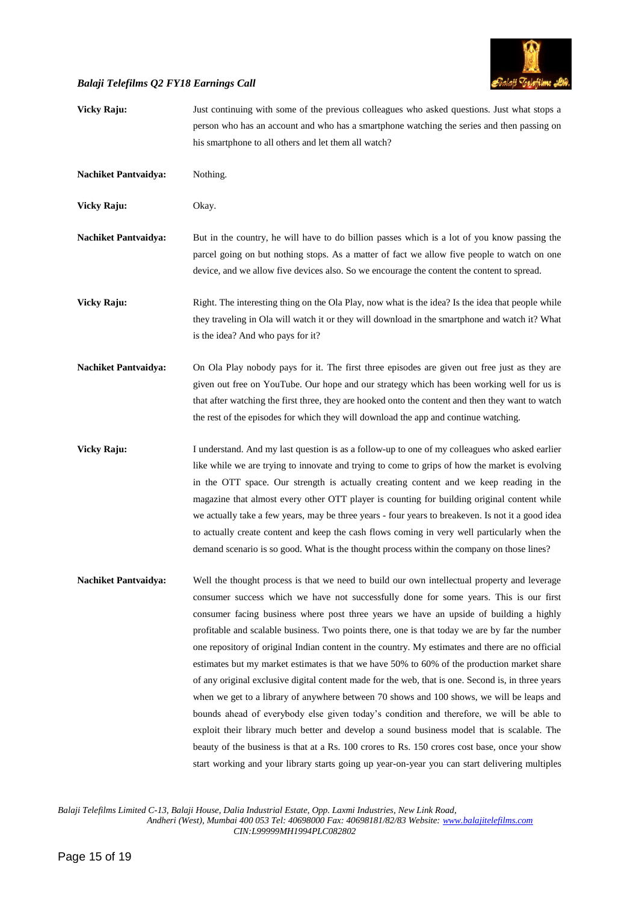**Vicky Raju:** Just continuing with some of the previous colleagues who asked questions. Just what stops a person who has an account and who has a smartphone watching the series and then passing on his smartphone to all others and let them all watch?

**Nachiket Pantvaidya:** Nothing.

**Vicky Raju:** Okay.

**Nachiket Pantvaidya:** But in the country, he will have to do billion passes which is a lot of you know passing the parcel going on but nothing stops. As a matter of fact we allow five people to watch on one device, and we allow five devices also. So we encourage the content the content to spread.

**Vicky Raju:** Right. The interesting thing on the Ola Play, now what is the idea? Is the idea that people while they traveling in Ola will watch it or they will download in the smartphone and watch it? What is the idea? And who pays for it?

**Nachiket Pantvaidya:** On Ola Play nobody pays for it. The first three episodes are given out free just as they are given out free on YouTube. Our hope and our strategy which has been working well for us is that after watching the first three, they are hooked onto the content and then they want to watch the rest of the episodes for which they will download the app and continue watching.

**Vicky Raju:** I understand. And my last question is as a follow-up to one of my colleagues who asked earlier like while we are trying to innovate and trying to come to grips of how the market is evolving in the OTT space. Our strength is actually creating content and we keep reading in the magazine that almost every other OTT player is counting for building original content while we actually take a few years, may be three years - four years to breakeven. Is not it a good idea to actually create content and keep the cash flows coming in very well particularly when the demand scenario is so good. What is the thought process within the company on those lines?

**Nachiket Pantvaidya:** Well the thought process is that we need to build our own intellectual property and leverage consumer success which we have not successfully done for some years. This is our first consumer facing business where post three years we have an upside of building a highly profitable and scalable business. Two points there, one is that today we are by far the number one repository of original Indian content in the country. My estimates and there are no official estimates but my market estimates is that we have 50% to 60% of the production market share of any original exclusive digital content made for the web, that is one. Second is, in three years when we get to a library of anywhere between 70 shows and 100 shows, we will be leaps and bounds ahead of everybody else given today's condition and therefore, we will be able to exploit their library much better and develop a sound business model that is scalable. The beauty of the business is that at a Rs. 100 crores to Rs. 150 crores cost base, once your show start working and your library starts going up year-on-year you can start delivering multiples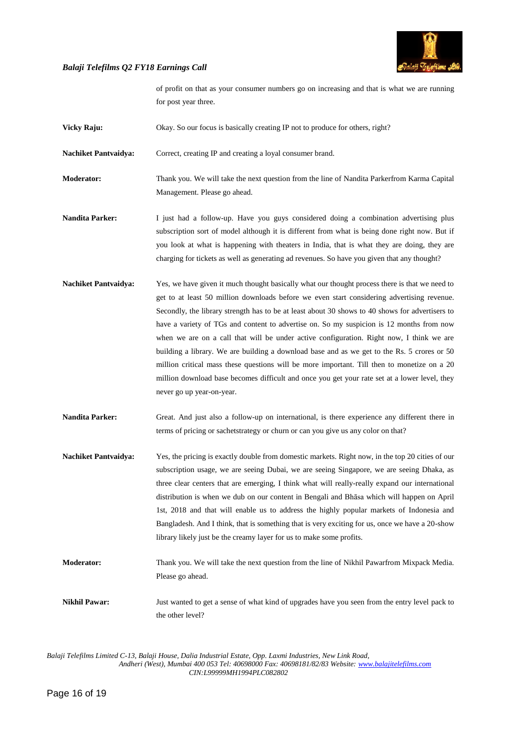of profit on that as your consumer numbers go on increasing and that is what we are running for post year three.

**Vicky Raju:** Okay. So our focus is basically creating IP not to produce for others, right?

**Nachiket Pantvaidya:** Correct, creating IP and creating a loyal consumer brand.

**Moderator:** Thank you. We will take the next question from the line of Nandita Parkerfrom Karma Capital Management. Please go ahead.

**Nandita Parker:** I just had a follow-up. Have you guys considered doing a combination advertising plus subscription sort of model although it is different from what is being done right now. But if you look at what is happening with theaters in India, that is what they are doing, they are charging for tickets as well as generating ad revenues. So have you given that any thought?

**Nachiket Pantvaidya:** Yes, we have given it much thought basically what our thought process there is that we need to get to at least 50 million downloads before we even start considering advertising revenue. Secondly, the library strength has to be at least about 30 shows to 40 shows for advertisers to have a variety of TGs and content to advertise on. So my suspicion is 12 months from now when we are on a call that will be under active configuration. Right now, I think we are building a library. We are building a download base and as we get to the Rs. 5 crores or 50 million critical mass these questions will be more important. Till then to monetize on a 20 million download base becomes difficult and once you get your rate set at a lower level, they never go up year-on-year.

**Nandita Parker:** Great. And just also a follow-up on international, is there experience any different there in terms of pricing or sachetstrategy or churn or can you give us any color on that?

**Nachiket Pantvaidya:** Yes, the pricing is exactly double from domestic markets. Right now, in the top 20 cities of our subscription usage, we are seeing Dubai, we are seeing Singapore, we are seeing Dhaka, as three clear centers that are emerging, I think what will really-really expand our international distribution is when we dub on our content in Bengali and Bhāsa which will happen on April 1st, 2018 and that will enable us to address the highly popular markets of Indonesia and Bangladesh. And I think, that is something that is very exciting for us, once we have a 20-show library likely just be the creamy layer for us to make some profits.

**Moderator:** Thank you. We will take the next question from the line of Nikhil Pawarfrom Mixpack Media. Please go ahead.

**Nikhil Pawar:** Just wanted to get a sense of what kind of upgrades have you seen from the entry level pack to the other level?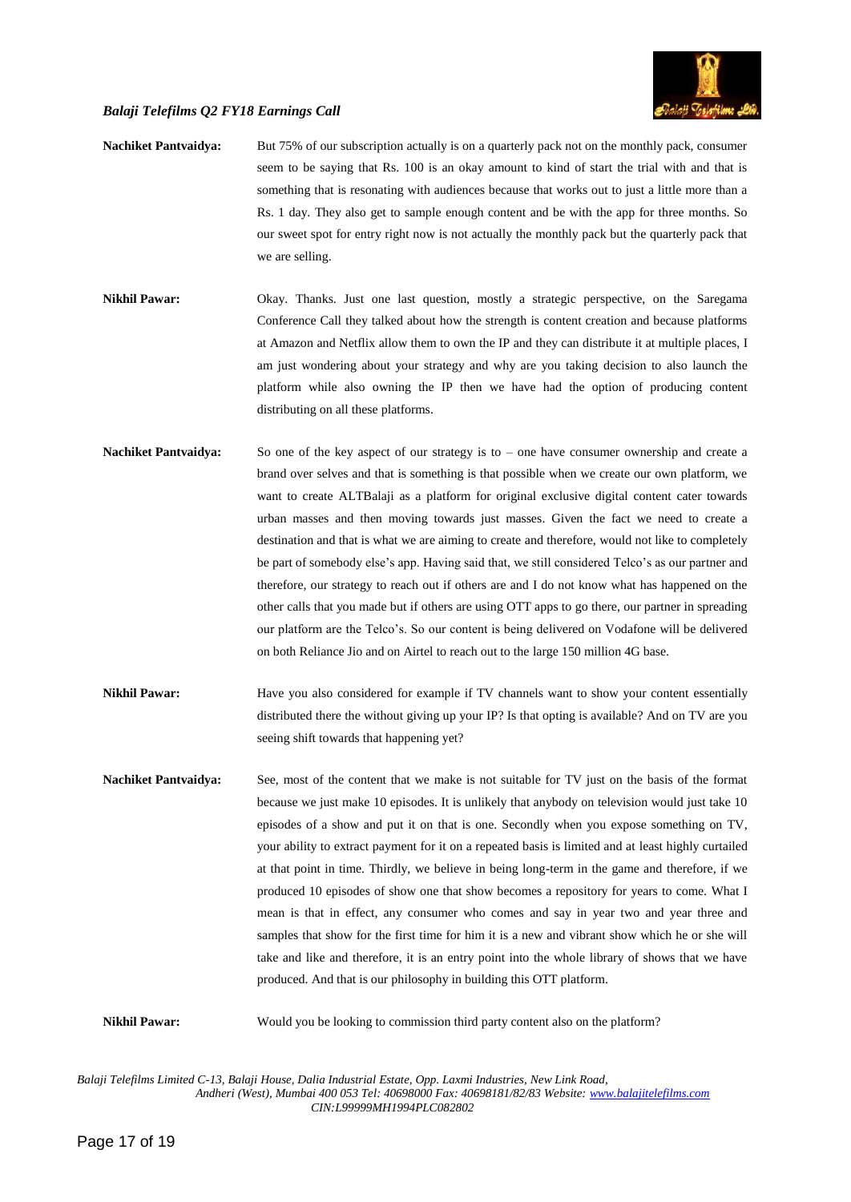**Nachiket Pantvaidya:** But 75% of our subscription actually is on a quarterly pack not on the monthly pack, consumer seem to be saying that Rs. 100 is an okay amount to kind of start the trial with and that is something that is resonating with audiences because that works out to just a little more than a Rs. 1 day. They also get to sample enough content and be with the app for three months. So our sweet spot for entry right now is not actually the monthly pack but the quarterly pack that we are selling.

**Nikhil Pawar:** Okay. Thanks. Just one last question, mostly a strategic perspective, on the Saregama Conference Call they talked about how the strength is content creation and because platforms at Amazon and Netflix allow them to own the IP and they can distribute it at multiple places, I am just wondering about your strategy and why are you taking decision to also launch the platform while also owning the IP then we have had the option of producing content distributing on all these platforms.

**Nachiket Pantvaidya:** So one of the key aspect of our strategy is to – one have consumer ownership and create a brand over selves and that is something is that possible when we create our own platform, we want to create ALTBalaji as a platform for original exclusive digital content cater towards urban masses and then moving towards just masses. Given the fact we need to create a destination and that is what we are aiming to create and therefore, would not like to completely be part of somebody else's app. Having said that, we still considered Telco's as our partner and therefore, our strategy to reach out if others are and I do not know what has happened on the other calls that you made but if others are using OTT apps to go there, our partner in spreading our platform are the Telco's. So our content is being delivered on Vodafone will be delivered on both Reliance Jio and on Airtel to reach out to the large 150 million 4G base.

**Nikhil Pawar:** Have you also considered for example if TV channels want to show your content essentially distributed there the without giving up your IP? Is that opting is available? And on TV are you seeing shift towards that happening yet?

**Nachiket Pantvaidya:** See, most of the content that we make is not suitable for TV just on the basis of the format because we just make 10 episodes. It is unlikely that anybody on television would just take 10 episodes of a show and put it on that is one. Secondly when you expose something on TV, your ability to extract payment for it on a repeated basis is limited and at least highly curtailed at that point in time. Thirdly, we believe in being long-term in the game and therefore, if we produced 10 episodes of show one that show becomes a repository for years to come. What I mean is that in effect, any consumer who comes and say in year two and year three and samples that show for the first time for him it is a new and vibrant show which he or she will take and like and therefore, it is an entry point into the whole library of shows that we have produced. And that is our philosophy in building this OTT platform.

**Nikhil Pawar:** Would you be looking to commission third party content also on the platform?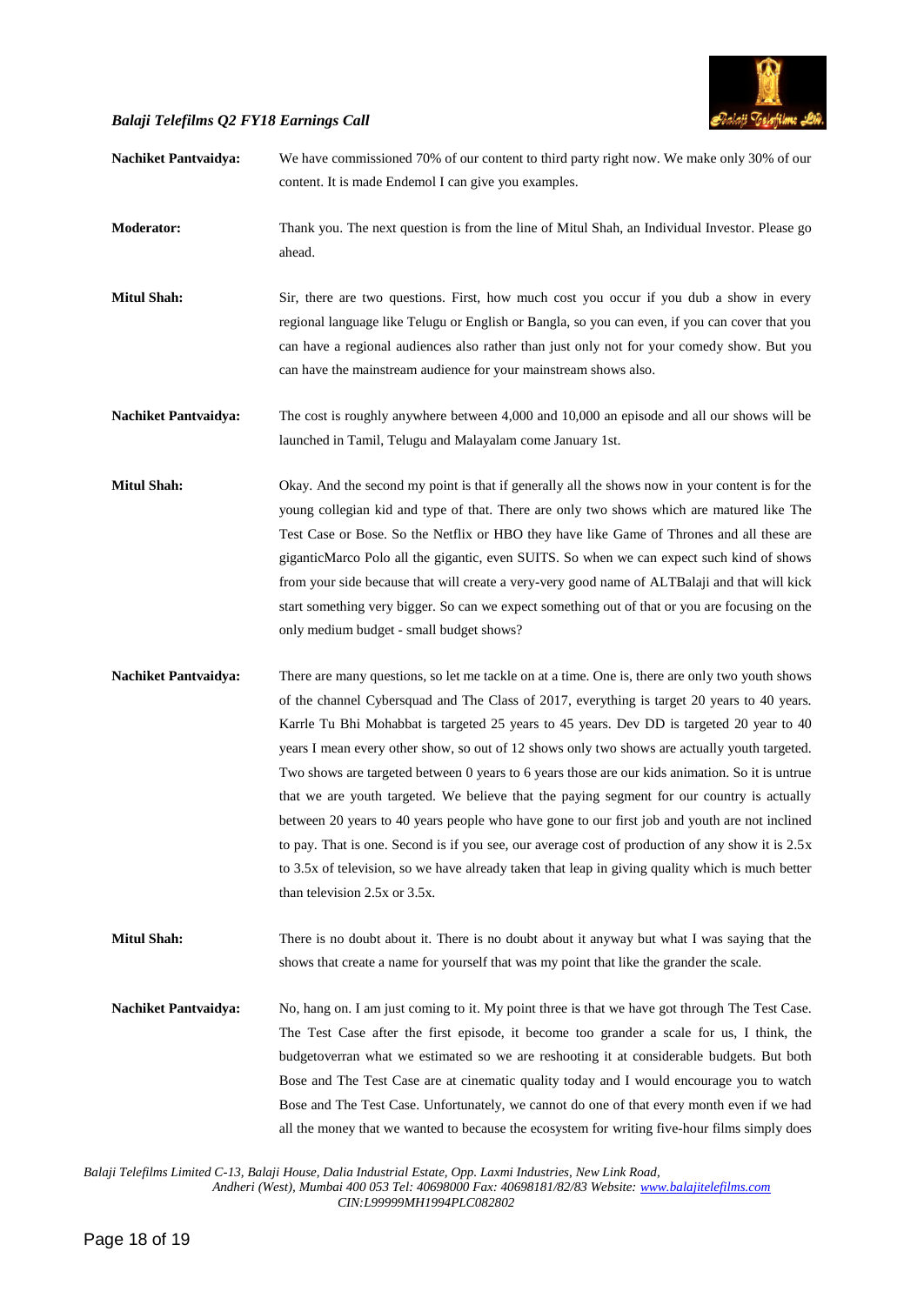**Nachiket Pantvaidya:** We have commissioned 70% of our content to third party right now. We make only 30% of our content. It is made Endemol I can give you examples.

**Moderator:** Thank you. The next question is from the line of Mitul Shah, an Individual Investor. Please go ahead.

**Mitul Shah:** Sir, there are two questions. First, how much cost you occur if you dub a show in every regional language like Telugu or English or Bangla, so you can even, if you can cover that you can have a regional audiences also rather than just only not for your comedy show. But you can have the mainstream audience for your mainstream shows also.

**Nachiket Pantvaidya:** The cost is roughly anywhere between 4,000 and 10,000 an episode and all our shows will be launched in Tamil, Telugu and Malayalam come January 1st.

**Mitul Shah:** Okay. And the second my point is that if generally all the shows now in your content is for the young collegian kid and type of that. There are only two shows which are matured like The Test Case or Bose. So the Netflix or HBO they have like Game of Thrones and all these are giganticMarco Polo all the gigantic, even SUITS. So when we can expect such kind of shows from your side because that will create a very-very good name of ALTBalaji and that will kick start something very bigger. So can we expect something out of that or you are focusing on the only medium budget - small budget shows?

**Nachiket Pantvaidya:** There are many questions, so let me tackle on at a time. One is, there are only two youth shows of the channel Cybersquad and The Class of 2017, everything is target 20 years to 40 years. Karrle Tu Bhi Mohabbat is targeted 25 years to 45 years. Dev DD is targeted 20 year to 40 years I mean every other show, so out of 12 shows only two shows are actually youth targeted. Two shows are targeted between 0 years to 6 years those are our kids animation. So it is untrue that we are youth targeted. We believe that the paying segment for our country is actually between 20 years to 40 years people who have gone to our first job and youth are not inclined to pay. That is one. Second is if you see, our average cost of production of any show it is 2.5x to 3.5x of television, so we have already taken that leap in giving quality which is much better than television 2.5x or 3.5x.

**Mitul Shah:** There is no doubt about it. There is no doubt about it anyway but what I was saying that the shows that create a name for yourself that was my point that like the grander the scale.

**Nachiket Pantvaidya:** No, hang on. I am just coming to it. My point three is that we have got through The Test Case. The Test Case after the first episode, it become too grander a scale for us, I think, the budgetoverran what we estimated so we are reshooting it at considerable budgets. But both Bose and The Test Case are at cinematic quality today and I would encourage you to watch Bose and The Test Case. Unfortunately, we cannot do one of that every month even if we had all the money that we wanted to because the ecosystem for writing five-hour films simply does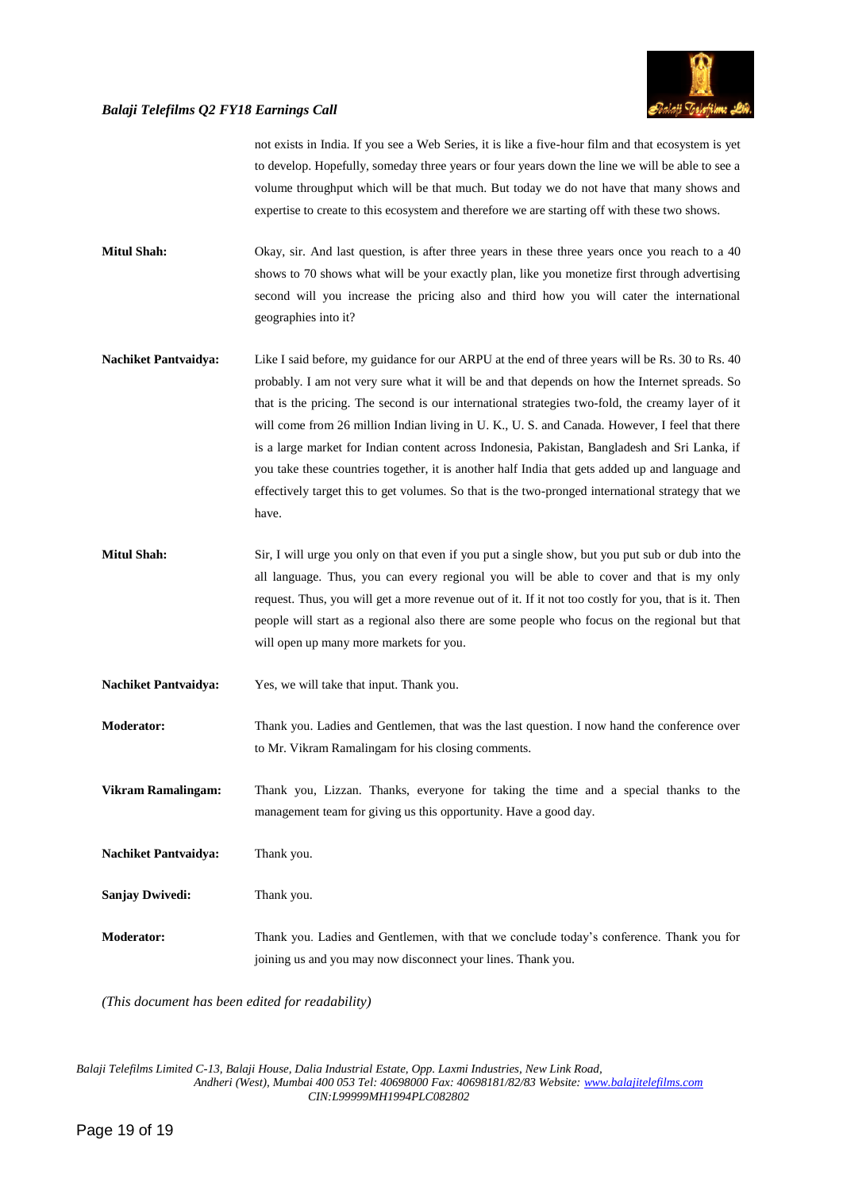not exists in India. If you see a Web Series, it is like a five-hour film and that ecosystem is yet to develop. Hopefully, someday three years or four years down the line we will be able to see a volume throughput which will be that much. But today we do not have that many shows and expertise to create to this ecosystem and therefore we are starting off with these two shows.

**Mitul Shah:** Okay, sir. And last question, is after three years in these three years once you reach to a 40 shows to 70 shows what will be your exactly plan, like you monetize first through advertising second will you increase the pricing also and third how you will cater the international geographies into it?

**Nachiket Pantvaidya:** Like I said before, my guidance for our ARPU at the end of three years will be Rs. 30 to Rs. 40 probably. I am not very sure what it will be and that depends on how the Internet spreads. So that is the pricing. The second is our international strategies two-fold, the creamy layer of it will come from 26 million Indian living in U. K., U. S. and Canada. However, I feel that there is a large market for Indian content across Indonesia, Pakistan, Bangladesh and Sri Lanka, if you take these countries together, it is another half India that gets added up and language and effectively target this to get volumes. So that is the two-pronged international strategy that we have.

**Mitul Shah:** Sir, I will urge you only on that even if you put a single show, but you put sub or dub into the all language. Thus, you can every regional you will be able to cover and that is my only request. Thus, you will get a more revenue out of it. If it not too costly for you, that is it. Then people will start as a regional also there are some people who focus on the regional but that will open up many more markets for you.

**Nachiket Pantvaidya:** Yes, we will take that input. Thank you.

**Moderator:** Thank you. Ladies and Gentlemen, that was the last question. I now hand the conference over to Mr. Vikram Ramalingam for his closing comments.

**Vikram Ramalingam:** Thank you, Lizzan. Thanks, everyone for taking the time and a special thanks to the management team for giving us this opportunity. Have a good day.

**Nachiket Pantvaidya:** Thank you.

**Sanjay Dwivedi:** Thank you.

**Moderator:** Thank you. Ladies and Gentlemen, with that we conclude today's conference. Thank you for joining us and you may now disconnect your lines. Thank you.

*(This document has been edited for readability)*

*Balaji Telefilms Limited C-13, Balaji House, Dalia Industrial Estate, Opp. Laxmi Industries, New Link Road, Andheri (West), Mumbai 400 053 Tel: 40698000 Fax: 40698181/82/83 Website: www.balajitelefilms.com CIN:L99999MH1994PLC082802*